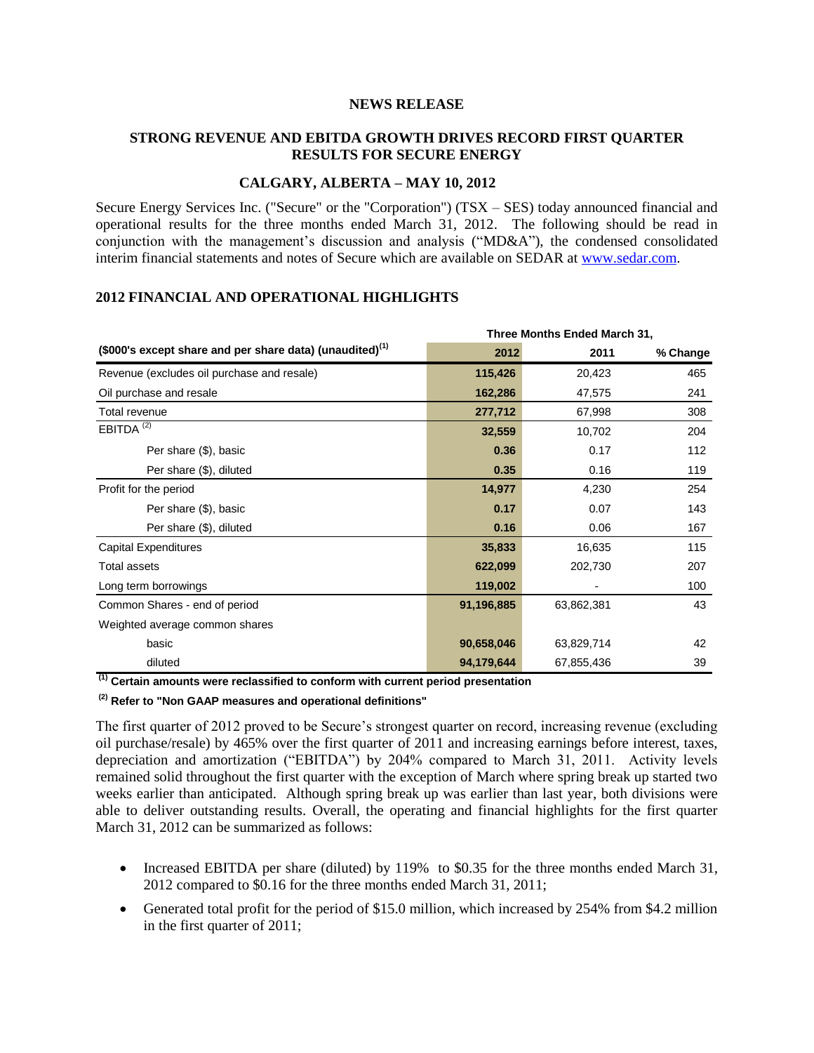**NEWS RELEASE**

# STRONG REVENUE AND EBITDA GROWTH DRIVES RECORD FIRST QUARTER RESULTS FOR SECURE ENERGY

**CALGARY, ALBERTA – MAY 10, 2012**

Secure Energy Services Inc. ("Secure" or the "Corporation") (TSX – SES) today announced financial and operational results for the three months ended March 31, 2012. The following should be read in conjunction with the management's discussion and analysis ("MD&A"), the condensed consolidated interim financial statements and notes of Secure which are available on SEDAR at www.sedar.com.

## 2012 FINANCIAL AND OPERATIONAL HIGHLIGHTS

| | Three Months Ended March 31, | | |
|---|---|---|---|
| **($000's except share and per share data) (unaudited)[1]** | **2012** | **2011** | **% Change** |
| Revenue (excludes oil purchase and resale) | **115,426** | 20,423 | 465 |
| Oil purchase and resale | **162,286** | 47,575 | 241 |
| Total revenue | **277,712** | 67,998 | 308 |
| EBITDA [2] | **32,559** | 10,702 | 204 |
| Per share ($), basic | **0.36** | 0.17 | 112 |
| Per share ($), diluted | **0.35** | 0.16 | 119 |
| Profit for the period | **14,977** | 4,230 | 254 |
| Per share ($), basic | **0.17** | 0.07 | 143 |
| Per share ($), diluted | **0.16** | 0.06 | 167 |
| Capital Expenditures | **35,833** | 16,635 | 115 |
| Total assets | **622,099** | 202,730 | 207 |
| Long term borrowings | **119,002** | - | 100 |
| Common Shares - end of period | **91,196,885** | 63,862,381 | 43 |
| Weighted average common shares | | | |
| basic | **90,658,046** | 63,829,714 | 42 |
| diluted | **94,179,644** | 67,855,436 | 39 |

**[1] Certain amounts were reclassified to conform with current period presentation**

**[2] Refer to "Non GAAP measures and operational definitions"**

The first quarter of 2012 proved to be Secure's strongest quarter on record, increasing revenue (excluding oil purchase/resale) by 465% over the first quarter of 2011 and increasing earnings before interest, taxes, depreciation and amortization ("EBITDA") by 204% compared to March 31, 2011. Activity levels remained solid throughout the first quarter with the exception of March where spring break up started two weeks earlier than anticipated. Although spring break up was earlier than last year, both divisions were able to deliver outstanding results. Overall, the operating and financial highlights for the first quarter March 31, 2012 can be summarized as follows:

- Increased EBITDA per share (diluted) by 119% to $0.35 for the three months ended March 31, 2012 compared to $0.16 for the three months ended March 31, 2011;
- Generated total profit for the period of $15.0 million, which increased by 254% from $4.2 million in the first quarter of 2011;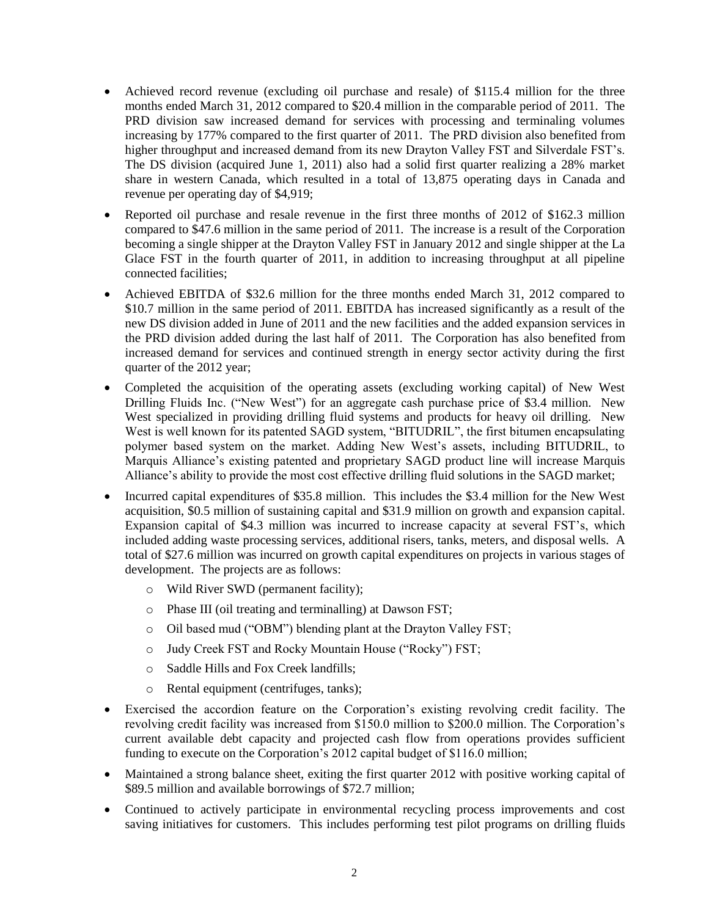- Achieved record revenue (excluding oil purchase and resale) of $115.4 million for the three months ended March 31, 2012 compared to $20.4 million in the comparable period of 2011. The PRD division saw increased demand for services with processing and terminaling volumes increasing by 177% compared to the first quarter of 2011. The PRD division also benefited from higher throughput and increased demand from its new Drayton Valley FST and Silverdale FST's. The DS division (acquired June 1, 2011) also had a solid first quarter realizing a 28% market share in western Canada, which resulted in a total of 13,875 operating days in Canada and revenue per operating day of $4,919;
- Reported oil purchase and resale revenue in the first three months of 2012 of $162.3 million compared to $47.6 million in the same period of 2011. The increase is a result of the Corporation becoming a single shipper at the Drayton Valley FST in January 2012 and single shipper at the La Glace FST in the fourth quarter of 2011, in addition to increasing throughput at all pipeline connected facilities;
- Achieved EBITDA of $32.6 million for the three months ended March 31, 2012 compared to $10.7 million in the same period of 2011. EBITDA has increased significantly as a result of the new DS division added in June of 2011 and the new facilities and the added expansion services in the PRD division added during the last half of 2011. The Corporation has also benefited from increased demand for services and continued strength in energy sector activity during the first quarter of the 2012 year;
- Completed the acquisition of the operating assets (excluding working capital) of New West Drilling Fluids Inc. ("New West") for an aggregate cash purchase price of $3.4 million. New West specialized in providing drilling fluid systems and products for heavy oil drilling. New West is well known for its patented SAGD system, "BITUDRIL", the first bitumen encapsulating polymer based system on the market. Adding New West's assets, including BITUDRIL, to Marquis Alliance's existing patented and proprietary SAGD product line will increase Marquis Alliance's ability to provide the most cost effective drilling fluid solutions in the SAGD market;
- Incurred capital expenditures of $35.8 million. This includes the $3.4 million for the New West acquisition, $0.5 million of sustaining capital and $31.9 million on growth and expansion capital. Expansion capital of $4.3 million was incurred to increase capacity at several FST's, which included adding waste processing services, additional risers, tanks, meters, and disposal wells. A total of $27.6 million was incurred on growth capital expenditures on projects in various stages of development. The projects are as follows:
    - Wild River SWD (permanent facility);
    - Phase III (oil treating and terminalling) at Dawson FST;
    - Oil based mud ("OBM") blending plant at the Drayton Valley FST;
    - Judy Creek FST and Rocky Mountain House ("Rocky") FST;
    - Saddle Hills and Fox Creek landfills;
    - Rental equipment (centrifuges, tanks);
- Exercised the accordion feature on the Corporation's existing revolving credit facility. The revolving credit facility was increased from $150.0 million to $200.0 million. The Corporation's current available debt capacity and projected cash flow from operations provides sufficient funding to execute on the Corporation's 2012 capital budget of $116.0 million;
- Maintained a strong balance sheet, exiting the first quarter 2012 with positive working capital of $89.5 million and available borrowings of $72.7 million;
- Continued to actively participate in environmental recycling process improvements and cost saving initiatives for customers. This includes performing test pilot programs on drilling fluids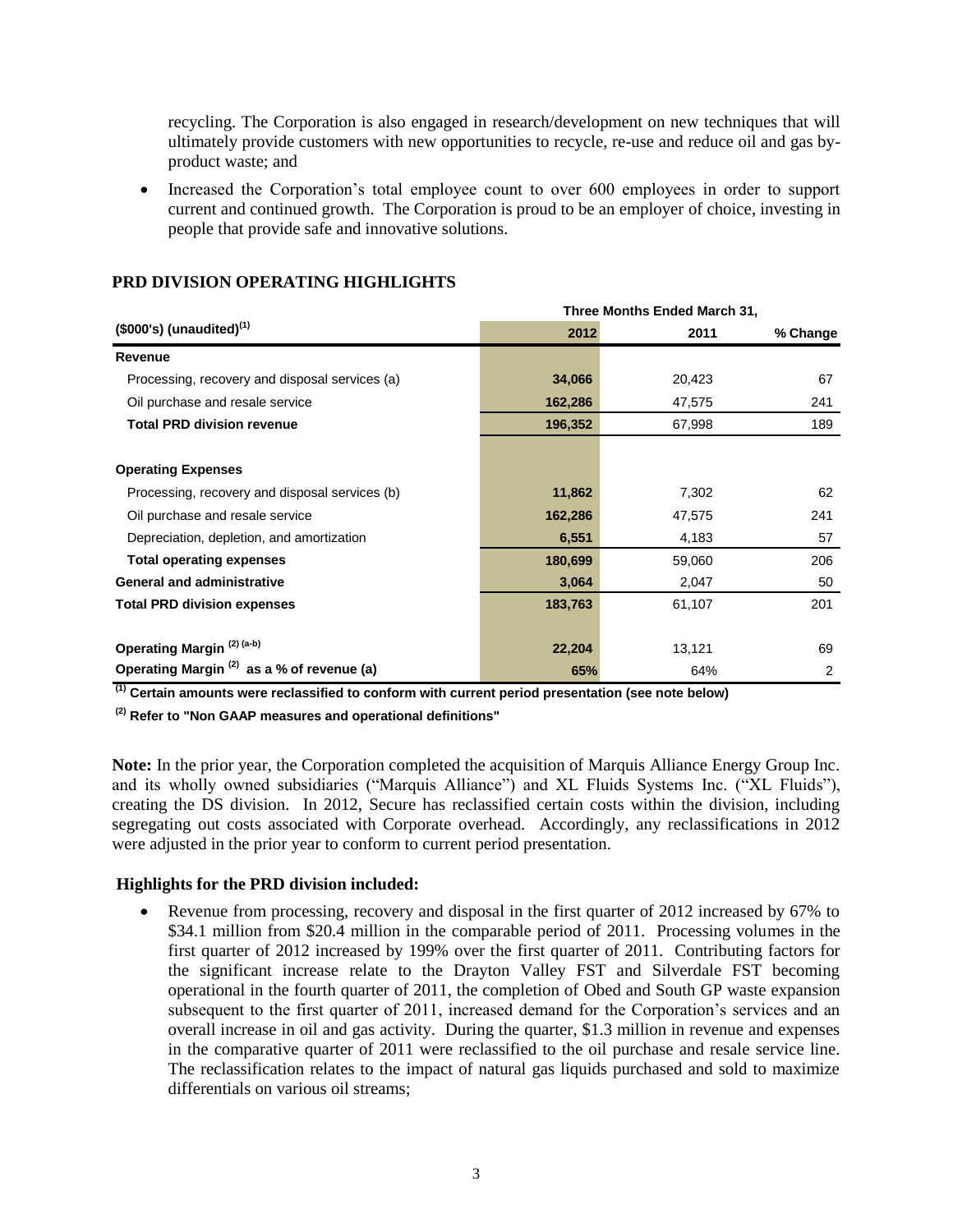recycling. The Corporation is also engaged in research/development on new techniques that will ultimately provide customers with new opportunities to recycle, re-use and reduce oil and gas by-product waste; and

- Increased the Corporation's total employee count to over 600 employees in order to support current and continued growth. The Corporation is proud to be an employer of choice, investing in people that provide safe and innovative solutions.

## PRD DIVISION OPERATING HIGHLIGHTS

| ($000's) (unaudited)[(1)] | Three Months Ended March 31, 2012 | 2011 | % Change |
|---|---|---|---|
| **Revenue** | | | |
| Processing, recovery and disposal services (a) | **34,066** | 20,423 | 67 |
| Oil purchase and resale service | **162,286** | 47,575 | 241 |
| **Total PRD division revenue** | **196,352** | 67,998 | 189 |
| | | | |
| **Operating Expenses** | | | |
| Processing, recovery and disposal services (b) | **11,862** | 7,302 | 62 |
| Oil purchase and resale service | **162,286** | 47,575 | 241 |
| Depreciation, depletion, and amortization | **6,551** | 4,183 | 57 |
| **Total operating expenses** | **180,699** | 59,060 | 206 |
| **General and administrative** | **3,064** | 2,047 | 50 |
| **Total PRD division expenses** | **183,763** | 61,107 | 201 |
| | | | |
| **Operating Margin [(2) (a-b)]** | **22,204** | 13,121 | 69 |
| **Operating Margin [(2)] as a % of revenue (a)** | **65%** | 64% | 2 |

**[(1)] Certain amounts were reclassified to conform with current period presentation (see note below)**

**[(2)] Refer to "Non GAAP measures and operational definitions"**

**Note:** In the prior year, the Corporation completed the acquisition of Marquis Alliance Energy Group Inc. and its wholly owned subsidiaries ("Marquis Alliance") and XL Fluids Systems Inc. ("XL Fluids"), creating the DS division. In 2012, Secure has reclassified certain costs within the division, including segregating out costs associated with Corporate overhead. Accordingly, any reclassifications in 2012 were adjusted in the prior year to conform to current period presentation.

**Highlights for the PRD division included:**

- Revenue from processing, recovery and disposal in the first quarter of 2012 increased by 67% to $34.1 million from $20.4 million in the comparable period of 2011. Processing volumes in the first quarter of 2012 increased by 199% over the first quarter of 2011. Contributing factors for the significant increase relate to the Drayton Valley FST and Silverdale FST becoming operational in the fourth quarter of 2011, the completion of Obed and South GP waste expansion subsequent to the first quarter of 2011, increased demand for the Corporation's services and an overall increase in oil and gas activity. During the quarter, $1.3 million in revenue and expenses in the comparative quarter of 2011 were reclassified to the oil purchase and resale service line. The reclassification relates to the impact of natural gas liquids purchased and sold to maximize differentials on various oil streams;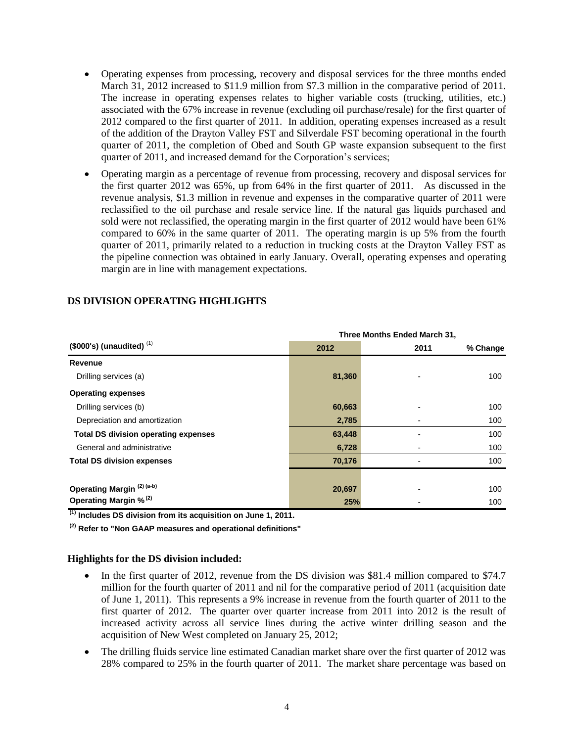- Operating expenses from processing, recovery and disposal services for the three months ended March 31, 2012 increased to $11.9 million from $7.3 million in the comparative period of 2011. The increase in operating expenses relates to higher variable costs (trucking, utilities, etc.) associated with the 67% increase in revenue (excluding oil purchase/resale) for the first quarter of 2012 compared to the first quarter of 2011. In addition, operating expenses increased as a result of the addition of the Drayton Valley FST and Silverdale FST becoming operational in the fourth quarter of 2011, the completion of Obed and South GP waste expansion subsequent to the first quarter of 2011, and increased demand for the Corporation's services;
- Operating margin as a percentage of revenue from processing, recovery and disposal services for the first quarter 2012 was 65%, up from 64% in the first quarter of 2011. As discussed in the revenue analysis, $1.3 million in revenue and expenses in the comparative quarter of 2011 were reclassified to the oil purchase and resale service line. If the natural gas liquids purchased and sold were not reclassified, the operating margin in the first quarter of 2012 would have been 61% compared to 60% in the same quarter of 2011. The operating margin is up 5% from the fourth quarter of 2011, primarily related to a reduction in trucking costs at the Drayton Valley FST as the pipeline connection was obtained in early January. Overall, operating expenses and operating margin are in line with management expectations.

## DS DIVISION OPERATING HIGHLIGHTS

| | Three Months Ended March 31, | | |
|---|---|---|---|
| **($000's) (unaudited)** (1) | **2012** | **2011** | **% Change** |
| **Revenue** | | | |
| Drilling services (a) | **81,360** | - | 100 |
| **Operating expenses** | | | |
| Drilling services (b) | **60,663** | - | 100 |
| Depreciation and amortization | **2,785** | - | 100 |
| **Total DS division operating expenses** | **63,448** | - | 100 |
| General and administrative | **6,728** | - | 100 |
| **Total DS division expenses** | **70,176** | - | 100 |
| | | | |
| **Operating Margin** (2) (a-b) | **20,697** | - | 100 |
| **Operating Margin %** (2) | **25%** | - | 100 |

**(1) Includes DS division from its acquisition on June 1, 2011.**

**(2) Refer to "Non GAAP measures and operational definitions"**

### Highlights for the DS division included:

- In the first quarter of 2012, revenue from the DS division was $81.4 million compared to $74.7 million for the fourth quarter of 2011 and nil for the comparative period of 2011 (acquisition date of June 1, 2011). This represents a 9% increase in revenue from the fourth quarter of 2011 to the first quarter of 2012. The quarter over quarter increase from 2011 into 2012 is the result of increased activity across all service lines during the active winter drilling season and the acquisition of New West completed on January 25, 2012;
- The drilling fluids service line estimated Canadian market share over the first quarter of 2012 was 28% compared to 25% in the fourth quarter of 2011. The market share percentage was based on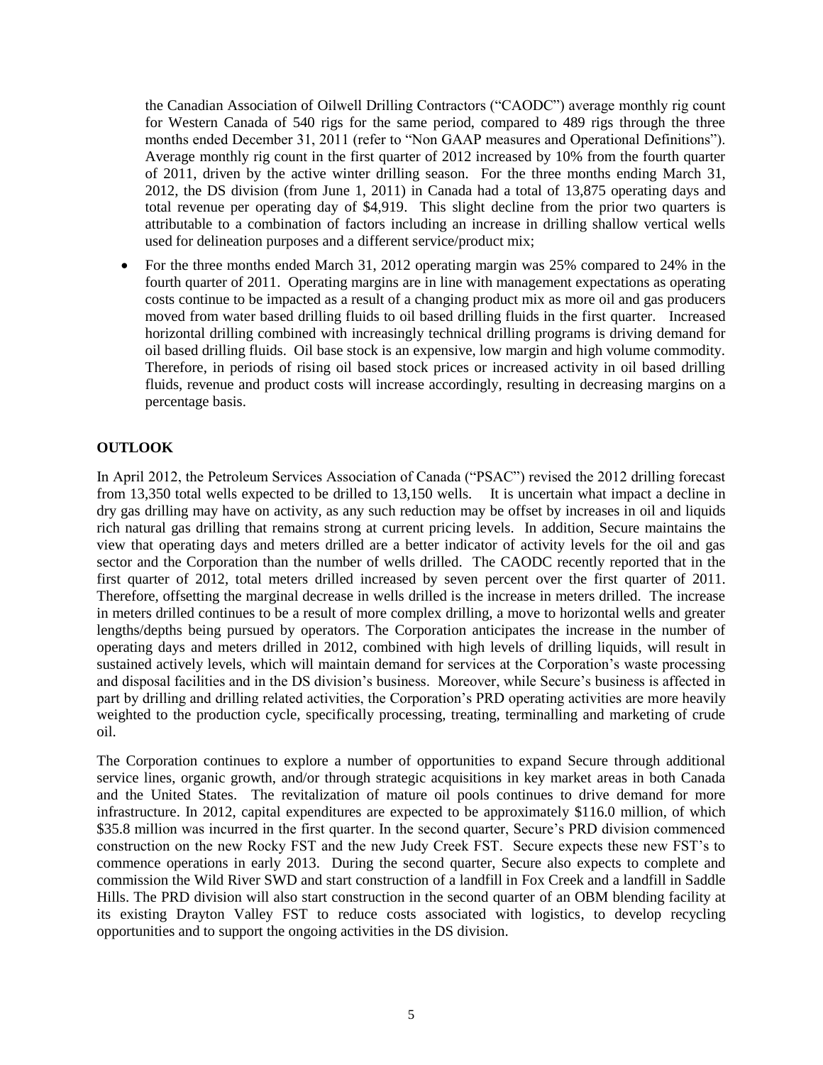the Canadian Association of Oilwell Drilling Contractors ("CAODC") average monthly rig count for Western Canada of 540 rigs for the same period, compared to 489 rigs through the three months ended December 31, 2011 (refer to "Non GAAP measures and Operational Definitions"). Average monthly rig count in the first quarter of 2012 increased by 10% from the fourth quarter of 2011, driven by the active winter drilling season. For the three months ending March 31, 2012, the DS division (from June 1, 2011) in Canada had a total of 13,875 operating days and total revenue per operating day of $4,919. This slight decline from the prior two quarters is attributable to a combination of factors including an increase in drilling shallow vertical wells used for delineation purposes and a different service/product mix;

- For the three months ended March 31, 2012 operating margin was 25% compared to 24% in the fourth quarter of 2011. Operating margins are in line with management expectations as operating costs continue to be impacted as a result of a changing product mix as more oil and gas producers moved from water based drilling fluids to oil based drilling fluids in the first quarter. Increased horizontal drilling combined with increasingly technical drilling programs is driving demand for oil based drilling fluids. Oil base stock is an expensive, low margin and high volume commodity. Therefore, in periods of rising oil based stock prices or increased activity in oil based drilling fluids, revenue and product costs will increase accordingly, resulting in decreasing margins on a percentage basis.

## OUTLOOK

In April 2012, the Petroleum Services Association of Canada ("PSAC") revised the 2012 drilling forecast from 13,350 total wells expected to be drilled to 13,150 wells. It is uncertain what impact a decline in dry gas drilling may have on activity, as any such reduction may be offset by increases in oil and liquids rich natural gas drilling that remains strong at current pricing levels. In addition, Secure maintains the view that operating days and meters drilled are a better indicator of activity levels for the oil and gas sector and the Corporation than the number of wells drilled. The CAODC recently reported that in the first quarter of 2012, total meters drilled increased by seven percent over the first quarter of 2011. Therefore, offsetting the marginal decrease in wells drilled is the increase in meters drilled. The increase in meters drilled continues to be a result of more complex drilling, a move to horizontal wells and greater lengths/depths being pursued by operators. The Corporation anticipates the increase in the number of operating days and meters drilled in 2012, combined with high levels of drilling liquids, will result in sustained actively levels, which will maintain demand for services at the Corporation's waste processing and disposal facilities and in the DS division's business. Moreover, while Secure's business is affected in part by drilling and drilling related activities, the Corporation's PRD operating activities are more heavily weighted to the production cycle, specifically processing, treating, terminalling and marketing of crude oil.

The Corporation continues to explore a number of opportunities to expand Secure through additional service lines, organic growth, and/or through strategic acquisitions in key market areas in both Canada and the United States. The revitalization of mature oil pools continues to drive demand for more infrastructure. In 2012, capital expenditures are expected to be approximately $116.0 million, of which $35.8 million was incurred in the first quarter. In the second quarter, Secure's PRD division commenced construction on the new Rocky FST and the new Judy Creek FST. Secure expects these new FST's to commence operations in early 2013. During the second quarter, Secure also expects to complete and commission the Wild River SWD and start construction of a landfill in Fox Creek and a landfill in Saddle Hills. The PRD division will also start construction in the second quarter of an OBM blending facility at its existing Drayton Valley FST to reduce costs associated with logistics, to develop recycling opportunities and to support the ongoing activities in the DS division.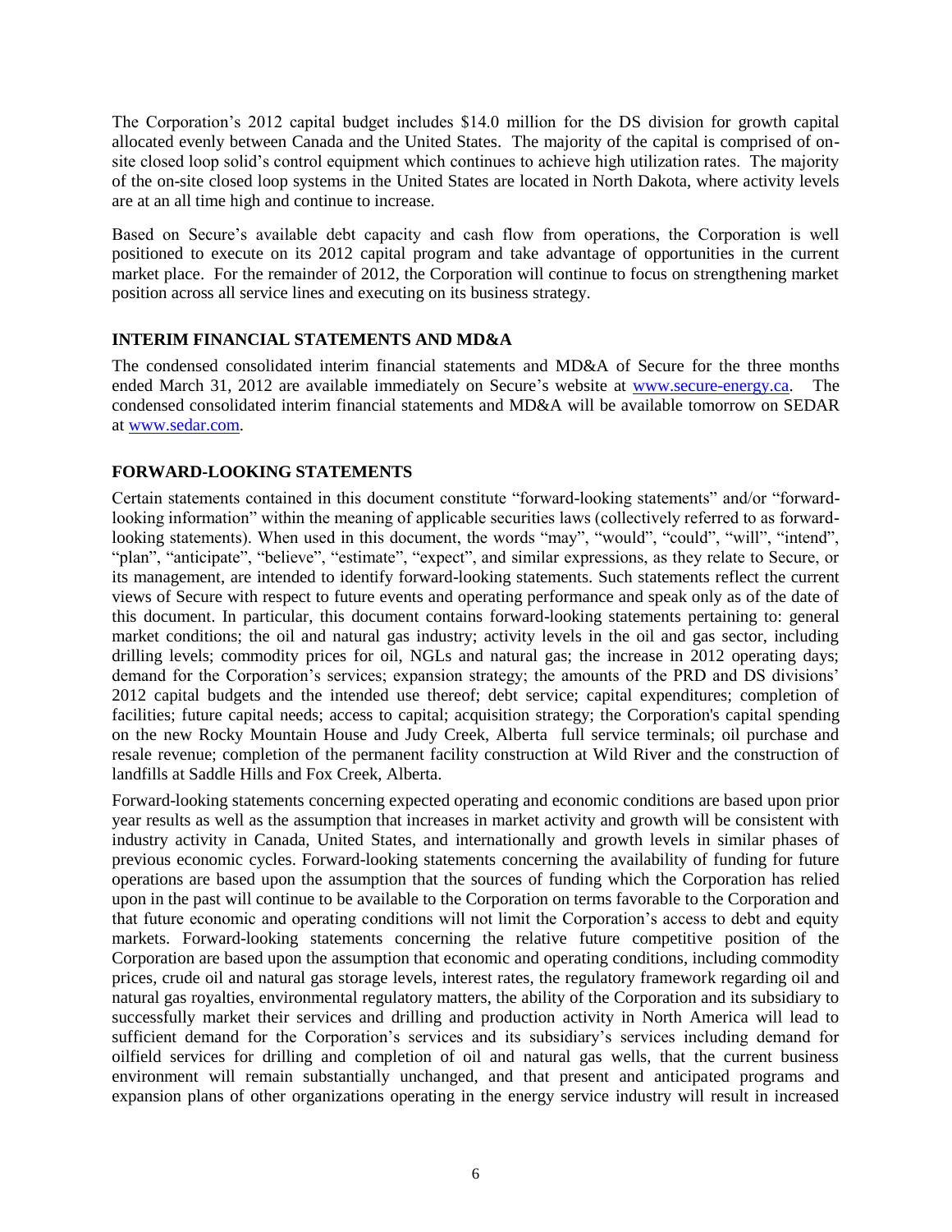The Corporation's 2012 capital budget includes $14.0 million for the DS division for growth capital allocated evenly between Canada and the United States. The majority of the capital is comprised of on-site closed loop solid's control equipment which continues to achieve high utilization rates. The majority of the on-site closed loop systems in the United States are located in North Dakota, where activity levels are at an all time high and continue to increase.

Based on Secure's available debt capacity and cash flow from operations, the Corporation is well positioned to execute on its 2012 capital program and take advantage of opportunities in the current market place. For the remainder of 2012, the Corporation will continue to focus on strengthening market position across all service lines and executing on its business strategy.

## INTERIM FINANCIAL STATEMENTS AND MD&A

The condensed consolidated interim financial statements and MD&A of Secure for the three months ended March 31, 2012 are available immediately on Secure's website at www.secure-energy.ca. The condensed consolidated interim financial statements and MD&A will be available tomorrow on SEDAR at www.sedar.com.

## FORWARD-LOOKING STATEMENTS

Certain statements contained in this document constitute "forward-looking statements" and/or "forward-looking information" within the meaning of applicable securities laws (collectively referred to as forward-looking statements). When used in this document, the words "may", "would", "could", "will", "intend", "plan", "anticipate", "believe", "estimate", "expect", and similar expressions, as they relate to Secure, or its management, are intended to identify forward-looking statements. Such statements reflect the current views of Secure with respect to future events and operating performance and speak only as of the date of this document. In particular, this document contains forward-looking statements pertaining to: general market conditions; the oil and natural gas industry; activity levels in the oil and gas sector, including drilling levels; commodity prices for oil, NGLs and natural gas; the increase in 2012 operating days; demand for the Corporation's services; expansion strategy; the amounts of the PRD and DS divisions' 2012 capital budgets and the intended use thereof; debt service; capital expenditures; completion of facilities; future capital needs; access to capital; acquisition strategy; the Corporation's capital spending on the new Rocky Mountain House and Judy Creek, Alberta full service terminals; oil purchase and resale revenue; completion of the permanent facility construction at Wild River and the construction of landfills at Saddle Hills and Fox Creek, Alberta.

Forward-looking statements concerning expected operating and economic conditions are based upon prior year results as well as the assumption that increases in market activity and growth will be consistent with industry activity in Canada, United States, and internationally and growth levels in similar phases of previous economic cycles. Forward-looking statements concerning the availability of funding for future operations are based upon the assumption that the sources of funding which the Corporation has relied upon in the past will continue to be available to the Corporation on terms favorable to the Corporation and that future economic and operating conditions will not limit the Corporation's access to debt and equity markets. Forward-looking statements concerning the relative future competitive position of the Corporation are based upon the assumption that economic and operating conditions, including commodity prices, crude oil and natural gas storage levels, interest rates, the regulatory framework regarding oil and natural gas royalties, environmental regulatory matters, the ability of the Corporation and its subsidiary to successfully market their services and drilling and production activity in North America will lead to sufficient demand for the Corporation's services and its subsidiary's services including demand for oilfield services for drilling and completion of oil and natural gas wells, that the current business environment will remain substantially unchanged, and that present and anticipated programs and expansion plans of other organizations operating in the energy service industry will result in increased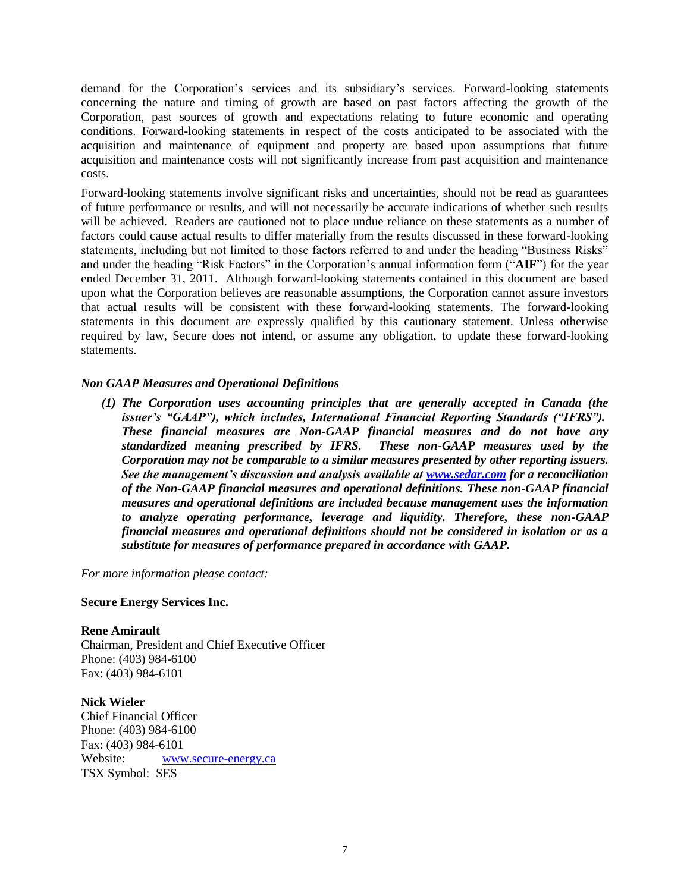demand for the Corporation's services and its subsidiary's services. Forward-looking statements concerning the nature and timing of growth are based on past factors affecting the growth of the Corporation, past sources of growth and expectations relating to future economic and operating conditions. Forward-looking statements in respect of the costs anticipated to be associated with the acquisition and maintenance of equipment and property are based upon assumptions that future acquisition and maintenance costs will not significantly increase from past acquisition and maintenance costs.

Forward-looking statements involve significant risks and uncertainties, should not be read as guarantees of future performance or results, and will not necessarily be accurate indications of whether such results will be achieved. Readers are cautioned not to place undue reliance on these statements as a number of factors could cause actual results to differ materially from the results discussed in these forward-looking statements, including but not limited to those factors referred to and under the heading "Business Risks" and under the heading "Risk Factors" in the Corporation's annual information form ("**AIF**") for the year ended December 31, 2011. Although forward-looking statements contained in this document are based upon what the Corporation believes are reasonable assumptions, the Corporation cannot assure investors that actual results will be consistent with these forward-looking statements. The forward-looking statements in this document are expressly qualified by this cautionary statement. Unless otherwise required by law, Secure does not intend, or assume any obligation, to update these forward-looking statements.

*Non GAAP Measures and Operational Definitions*

***(1) The Corporation uses accounting principles that are generally accepted in Canada (the issuer's "GAAP"), which includes, International Financial Reporting Standards ("IFRS"). These financial measures are Non-GAAP financial measures and do not have any standardized meaning prescribed by IFRS. These non-GAAP measures used by the Corporation may not be comparable to a similar measures presented by other reporting issuers. See the management's discussion and analysis available at [www.sedar.com](http://www.sedar.com) for a reconciliation of the Non-GAAP financial measures and operational definitions. These non-GAAP financial measures and operational definitions are included because management uses the information to analyze operating performance, leverage and liquidity. Therefore, these non-GAAP financial measures and operational definitions should not be considered in isolation or as a substitute for measures of performance prepared in accordance with GAAP.***

*For more information please contact:*

**Secure Energy Services Inc.**

**Rene Amirault**
Chairman, President and Chief Executive Officer
Phone: (403) 984-6100
Fax: (403) 984-6101

**Nick Wieler**
Chief Financial Officer
Phone: (403) 984-6100
Fax: (403) 984-6101
Website: [www.secure-energy.ca](http://www.secure-energy.ca)
TSX Symbol: SES